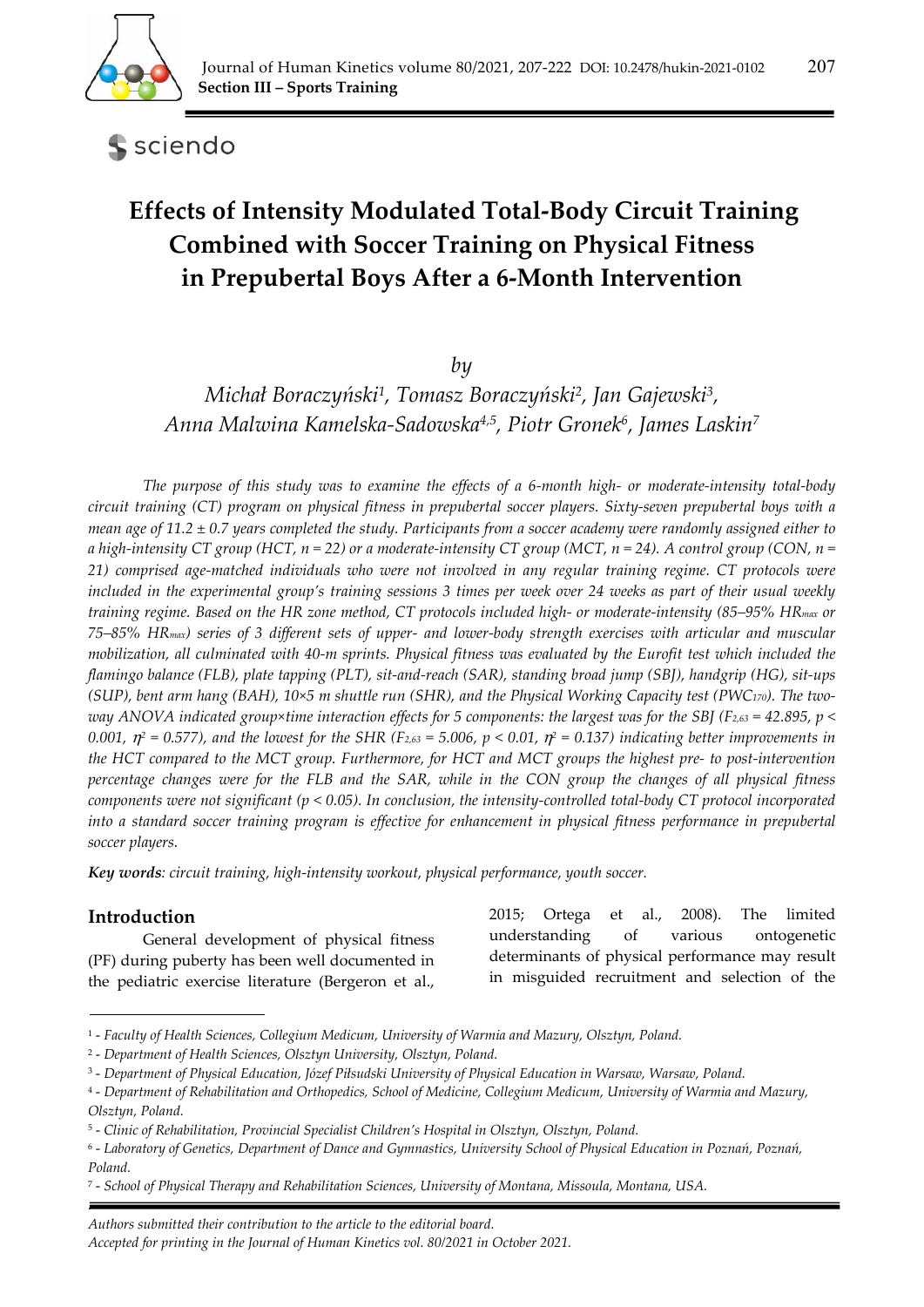# Effects of Intensity Modulated Total-Body Circuit Training Combined with Soccer Training on Physical Fitness in Prepubertal Boys After a 6-Month Intervention

*by*

*Michał Boraczyński[1], Tomasz Boraczyński[2], Jan Gajewski[3], Anna Malwina Kamelska-Sadowska[4,5], Piotr Gronek[6], James Laskin[7]*

*The purpose of this study was to examine the effects of a 6-month high- or moderate-intensity total-body circuit training (CT) program on physical fitness in prepubertal soccer players. Sixty-seven prepubertal boys with a mean age of 11.2 ± 0.7 years completed the study. Participants from a soccer academy were randomly assigned either to a high-intensity CT group (HCT, n = 22) or a moderate-intensity CT group (MCT, n = 24). A control group (CON, n = 21) comprised age-matched individuals who were not involved in any regular training regime. CT protocols were included in the experimental group's training sessions 3 times per week over 24 weeks as part of their usual weekly training regime. Based on the HR zone method, CT protocols included high- or moderate-intensity (85–95% $HR_{max}$ or 75–85% $HR_{max}$) series of 3 different sets of upper- and lower-body strength exercises with articular and muscular mobilization, all culminated with 40-m sprints. Physical fitness was evaluated by the Eurofit test which included the flamingo balance (FLB), plate tapping (PLT), sit-and-reach (SAR), standing broad jump (SBJ), handgrip (HG), sit-ups (SUP), bent arm hang (BAH), 10×5 m shuttle run (SHR), and the Physical Working Capacity test ($PWC_{170}$). The two-way ANOVA indicated group×time interaction effects for 5 components: the largest was for the SBJ ($F_{2,63} = 42.895$, $p < 0.001$, $\eta^2 = 0.577$), and the lowest for the SHR ($F_{2,63} = 5.006$, $p < 0.01$, $\eta^2 = 0.137$) indicating better improvements in the HCT compared to the MCT group. Furthermore, for HCT and MCT groups the highest pre- to post-intervention percentage changes were for the FLB and the SAR, while in the CON group the changes of all physical fitness components were not significant ($p < 0.05$). In conclusion, the intensity-controlled total-body CT protocol incorporated into a standard soccer training program is effective for enhancement in physical fitness performance in prepubertal soccer players.*

**Key words**: *circuit training, high-intensity workout, physical performance, youth soccer.*

## Introduction

General development of physical fitness (PF) during puberty has been well documented in the pediatric exercise literature (Bergeron et al., 2015; Ortega et al., 2008). The limited understanding of various ontogenetic determinants of physical performance may result in misguided recruitment and selection of the

---

[1] - *Faculty of Health Sciences, Collegium Medicum, University of Warmia and Mazury, Olsztyn, Poland.*
[2] - *Department of Health Sciences, Olsztyn University, Olsztyn, Poland.*
[3] - *Department of Physical Education, Józef Piłsudski University of Physical Education in Warsaw, Warsaw, Poland.*
[4] - *Department of Rehabilitation and Orthopedics, School of Medicine, Collegium Medicum, University of Warmia and Mazury, Olsztyn, Poland.*
[5] - *Clinic of Rehabilitation, Provincial Specialist Children's Hospital in Olsztyn, Olsztyn, Poland.*
[6] - *Laboratory of Genetics, Department of Dance and Gymnastics, University School of Physical Education in Poznań, Poznań, Poland.*
[7] - *School of Physical Therapy and Rehabilitation Sciences, University of Montana, Missoula, Montana, USA.*

*Authors submitted their contribution to the article to the editorial board.*
*Accepted for printing in the Journal of Human Kinetics vol. 80/2021 in October 2021.*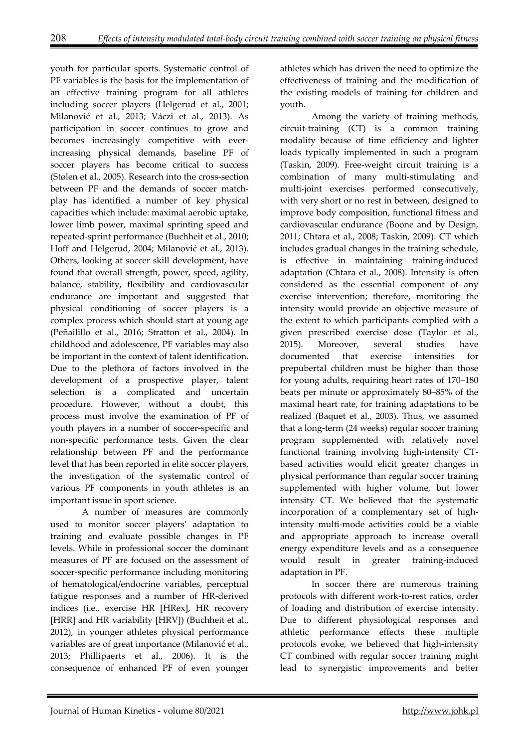youth for particular sports. Systematic control of PF variables is the basis for the implementation of an effective training program for all athletes including soccer players (Helgerud et al., 2001; Milanović et al., 2013; Váczi et al., 2013). As participation in soccer continues to grow and becomes increasingly competitive with ever-increasing physical demands, baseline PF of soccer players has become critical to success (Stølen et al., 2005). Research into the cross-section between PF and the demands of soccer match-play has identified a number of key physical capacities which include: maximal aerobic uptake, lower limb power, maximal sprinting speed and repeated-sprint performance (Buchheit et al., 2010; Hoff and Helgerud, 2004; Milanović et al., 2013). Others, looking at soccer skill development, have found that overall strength, power, speed, agility, balance, stability, flexibility and cardiovascular endurance are important and suggested that physical conditioning of soccer players is a complex process which should start at young age (Peñailillo et al., 2016; Stratton et al., 2004). In childhood and adolescence, PF variables may also be important in the context of talent identification. Due to the plethora of factors involved in the development of a prospective player, talent selection is a complicated and uncertain procedure. However, without a doubt, this process must involve the examination of PF of youth players in a number of soccer-specific and non-specific performance tests. Given the clear relationship between PF and the performance level that has been reported in elite soccer players, the investigation of the systematic control of various PF components in youth athletes is an important issue in sport science.

A number of measures are commonly used to monitor soccer players' adaptation to training and evaluate possible changes in PF levels. While in professional soccer the dominant measures of PF are focused on the assessment of soccer-specific performance including monitoring of hematological/endocrine variables, perceptual fatigue responses and a number of HR-derived indices (i.e., exercise HR [HRex], HR recovery [HRR] and HR variability [HRV]) (Buchheit et al., 2012), in younger athletes physical performance variables are of great importance (Milanović et al., 2013; Phillipaerts et al., 2006). It is the consequence of enhanced PF of even younger athletes which has driven the need to optimize the effectiveness of training and the modification of the existing models of training for children and youth.

Among the variety of training methods, circuit-training (CT) is a common training modality because of time efficiency and lighter loads typically implemented in such a program (Taskin, 2009). Free-weight circuit training is a combination of many multi-stimulating and multi-joint exercises performed consecutively, with very short or no rest in between, designed to improve body composition, functional fitness and cardiovascular endurance (Boone and by Design, 2011; Chtara et al., 2008; Taskin, 2009). CT which includes gradual changes in the training schedule, is effective in maintaining training-induced adaptation (Chtara et al., 2008). Intensity is often considered as the essential component of any exercise intervention; therefore, monitoring the intensity would provide an objective measure of the extent to which participants complied with a given prescribed exercise dose (Taylor et al., 2015). Moreover, several studies have documented that exercise intensities for prepubertal children must be higher than those for young adults, requiring heart rates of 170–180 beats per minute or approximately 80–85% of the maximal heart rate, for training adaptations to be realized (Baquet et al., 2003). Thus, we assumed that a long-term (24 weeks) regular soccer training program supplemented with relatively novel functional training involving high-intensity CT-based activities would elicit greater changes in physical performance than regular soccer training supplemented with higher volume, but lower intensity CT. We believed that the systematic incorporation of a complementary set of high-intensity multi-mode activities could be a viable and appropriate approach to increase overall energy expenditure levels and as a consequence would result in greater training-induced adaptation in PF.

In soccer there are numerous training protocols with different work-to-rest ratios, order of loading and distribution of exercise intensity. Due to different physiological responses and athletic performance effects these multiple protocols evoke, we believed that high-intensity CT combined with regular soccer training might lead to synergistic improvements and better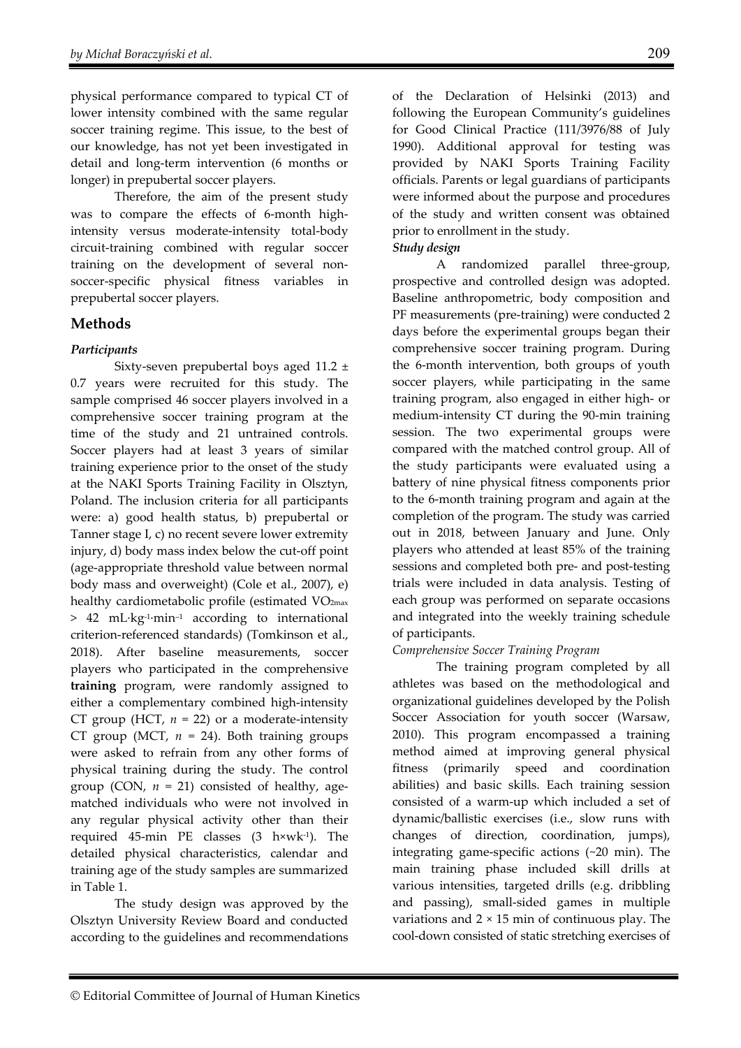physical performance compared to typical CT of lower intensity combined with the same regular soccer training regime. This issue, to the best of our knowledge, has not yet been investigated in detail and long-term intervention (6 months or longer) in prepubertal soccer players.

Therefore, the aim of the present study was to compare the effects of 6-month high-intensity versus moderate-intensity total-body circuit-training combined with regular soccer training on the development of several non-soccer-specific physical fitness variables in prepubertal soccer players.

## Methods

### *Participants*

Sixty-seven prepubertal boys aged 11.2 ± 0.7 years were recruited for this study. The sample comprised 46 soccer players involved in a comprehensive soccer training program at the time of the study and 21 untrained controls. Soccer players had at least 3 years of similar training experience prior to the onset of the study at the NAKI Sports Training Facility in Olsztyn, Poland. The inclusion criteria for all participants were: a) good health status, b) prepubertal or Tanner stage I, c) no recent severe lower extremity injury, d) body mass index below the cut-off point (age-appropriate threshold value between normal body mass and overweight) (Cole et al., 2007), e) healthy cardiometabolic profile (estimated $VO_{2max}$ > 42 $mL \cdot kg^{-1} \cdot min^{-1}$ according to international criterion-referenced standards) (Tomkinson et al., 2018). After baseline measurements, soccer players who participated in the comprehensive **training** program, were randomly assigned to either a complementary combined high-intensity CT group (HCT, *n* = 22) or a moderate-intensity CT group (MCT, *n* = 24). Both training groups were asked to refrain from any other forms of physical training during the study. The control group (CON, *n* = 21) consisted of healthy, age-matched individuals who were not involved in any regular physical activity other than their required 45-min PE classes (3 $h \times wk^{-1}$). The detailed physical characteristics, calendar and training age of the study samples are summarized in Table 1.

The study design was approved by the Olsztyn University Review Board and conducted according to the guidelines and recommendations of the Declaration of Helsinki (2013) and following the European Community's guidelines for Good Clinical Practice (111/3976/88 of July 1990). Additional approval for testing was provided by NAKI Sports Training Facility officials. Parents or legal guardians of participants were informed about the purpose and procedures of the study and written consent was obtained prior to enrollment in the study.

### *Study design*

A randomized parallel three-group, prospective and controlled design was adopted. Baseline anthropometric, body composition and PF measurements (pre-training) were conducted 2 days before the experimental groups began their comprehensive soccer training program. During the 6-month intervention, both groups of youth soccer players, while participating in the same training program, also engaged in either high- or medium-intensity CT during the 90-min training session. The two experimental groups were compared with the matched control group. All of the study participants were evaluated using a battery of nine physical fitness components prior to the 6-month training program and again at the completion of the program. The study was carried out in 2018, between January and June. Only players who attended at least 85% of the training sessions and completed both pre- and post-testing trials were included in data analysis. Testing of each group was performed on separate occasions and integrated into the weekly training schedule of participants.

*Comprehensive Soccer Training Program*

The training program completed by all athletes was based on the methodological and organizational guidelines developed by the Polish Soccer Association for youth soccer (Warsaw, 2010). This program encompassed a training method aimed at improving general physical fitness (primarily speed and coordination abilities) and basic skills. Each training session consisted of a warm-up which included a set of dynamic/ballistic exercises (i.e., slow runs with changes of direction, coordination, jumps), integrating game-specific actions (~20 min). The main training phase included skill drills at various intensities, targeted drills (e.g. dribbling and passing), small-sided games in multiple variations and 2 × 15 min of continuous play. The cool-down consisted of static stretching exercises of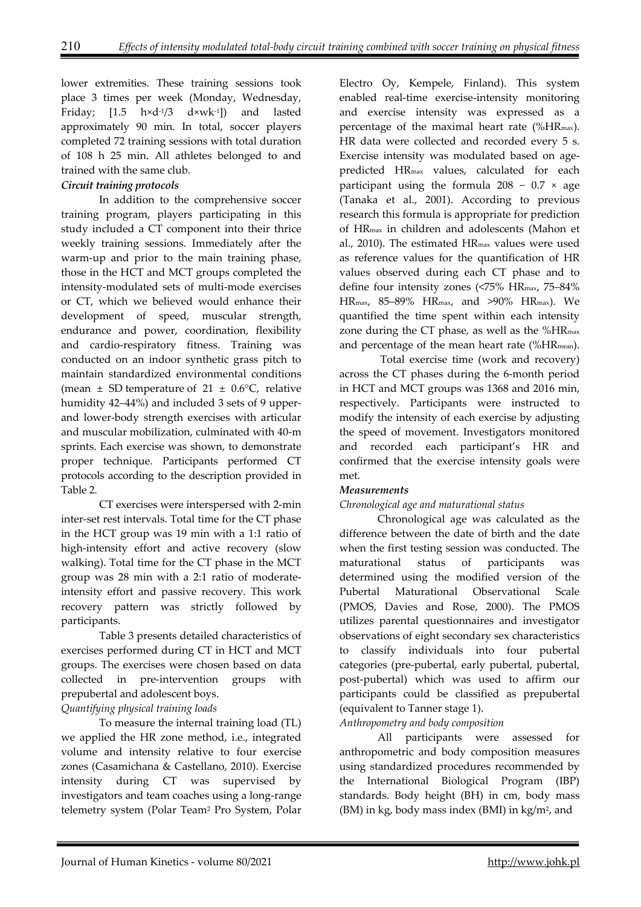lower extremities. These training sessions took place 3 times per week (Monday, Wednesday, Friday; [1.5 $h \times d^{-1}$/3 $d \times wk^{-1}$]) and lasted approximately 90 min. In total, soccer players completed 72 training sessions with total duration of 108 h 25 min. All athletes belonged to and trained with the same club.

***Circuit training protocols***

In addition to the comprehensive soccer training program, players participating in this study included a CT component into their thrice weekly training sessions. Immediately after the warm-up and prior to the main training phase, those in the HCT and MCT groups completed the intensity-modulated sets of multi-mode exercises or CT, which we believed would enhance their development of speed, muscular strength, endurance and power, coordination, flexibility and cardio-respiratory fitness. Training was conducted on an indoor synthetic grass pitch to maintain standardized environmental conditions (mean ± SD temperature of 21 ± 0.6°C, relative humidity 42–44%) and included 3 sets of 9 upper- and lower-body strength exercises with articular and muscular mobilization, culminated with 40-m sprints. Each exercise was shown, to demonstrate proper technique. Participants performed CT protocols according to the description provided in Table 2.

CT exercises were interspersed with 2-min inter-set rest intervals. Total time for the CT phase in the HCT group was 19 min with a 1:1 ratio of high-intensity effort and active recovery (slow walking). Total time for the CT phase in the MCT group was 28 min with a 2:1 ratio of moderate-intensity effort and passive recovery. This work recovery pattern was strictly followed by participants.

Table 3 presents detailed characteristics of exercises performed during CT in HCT and MCT groups. The exercises were chosen based on data collected in pre-intervention groups with prepubertal and adolescent boys.

*Quantifying physical training loads*

To measure the internal training load (TL) we applied the HR zone method, i.e., integrated volume and intensity relative to four exercise zones (Casamichana & Castellano, 2010). Exercise intensity during CT was supervised by investigators and team coaches using a long-range telemetry system (Polar Team[2] Pro System, Polar Electro Oy, Kempele, Finland). This system enabled real-time exercise-intensity monitoring and exercise intensity was expressed as a percentage of the maximal heart rate (%$HR_{max}$). HR data were collected and recorded every 5 s. Exercise intensity was modulated based on age-predicted $HR_{max}$ values, calculated for each participant using the formula $208 - 0.7 \times \text{age}$ (Tanaka et al., 2001). According to previous research this formula is appropriate for prediction of $HR_{max}$ in children and adolescents (Mahon et al., 2010). The estimated $HR_{max}$ values were used as reference values for the quantification of HR values observed during each CT phase and to define four intensity zones (<75% $HR_{max}$, 75–84% $HR_{max}$, 85–89% $HR_{max}$, and >90% $HR_{max}$). We quantified the time spent within each intensity zone during the CT phase, as well as the %$HR_{max}$ and percentage of the mean heart rate (%$HR_{mean}$).

Total exercise time (work and recovery) across the CT phases during the 6-month period in HCT and MCT groups was 1368 and 2016 min, respectively. Participants were instructed to modify the intensity of each exercise by adjusting the speed of movement. Investigators monitored and recorded each participant's HR and confirmed that the exercise intensity goals were met.

***Measurements***

*Chronological age and maturational status*

Chronological age was calculated as the difference between the date of birth and the date when the first testing session was conducted. The maturational status of participants was determined using the modified version of the Pubertal Maturational Observational Scale (PMOS, Davies and Rose, 2000). The PMOS utilizes parental questionnaires and investigator observations of eight secondary sex characteristics to classify individuals into four pubertal categories (pre-pubertal, early pubertal, pubertal, post-pubertal) which was used to affirm our participants could be classified as prepubertal (equivalent to Tanner stage 1).

*Anthropometry and body composition*

All participants were assessed for anthropometric and body composition measures using standardized procedures recommended by the International Biological Program (IBP) standards. Body height (BH) in cm, body mass (BM) in kg, body mass index (BMI) in $kg/m^2$, and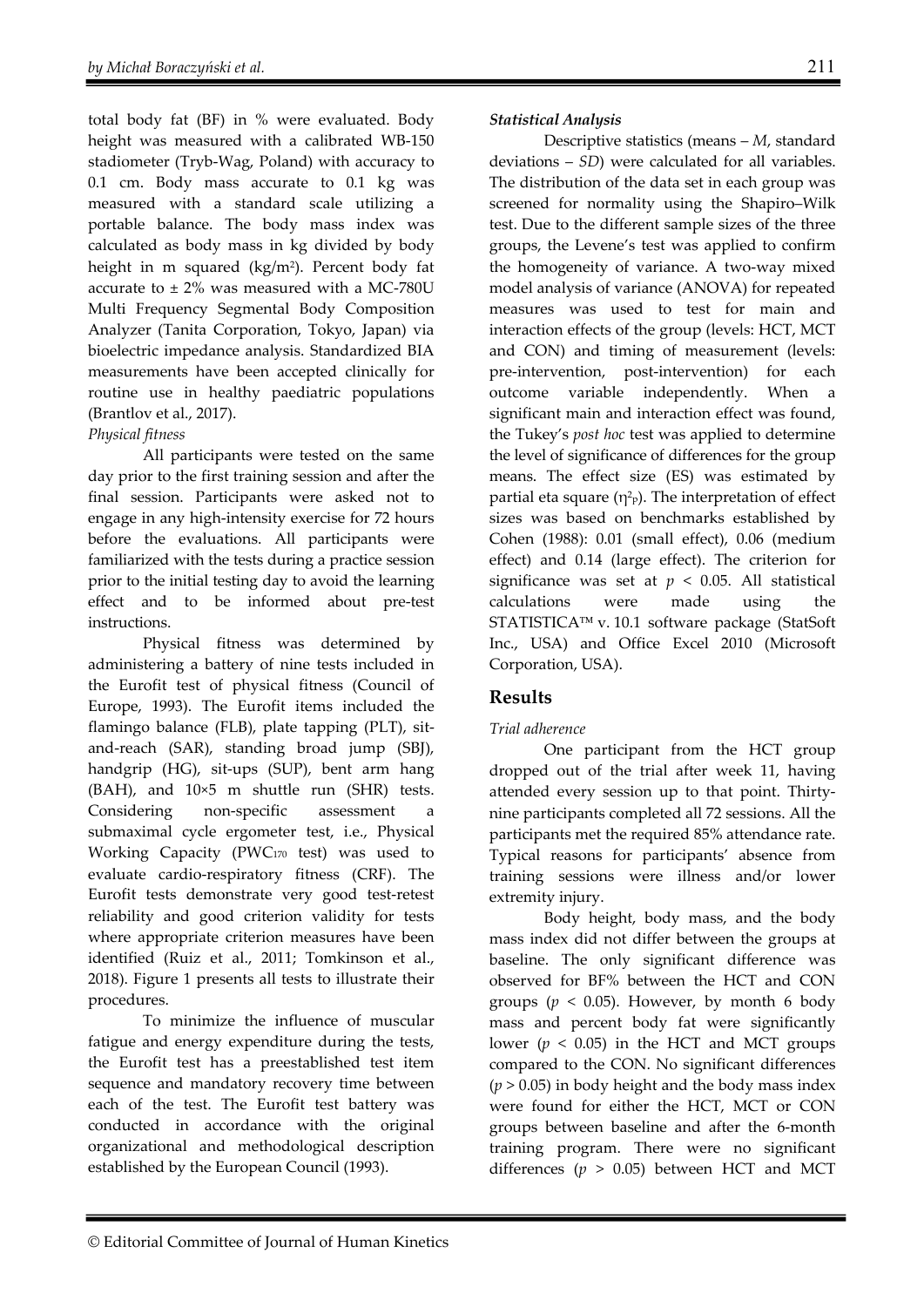total body fat (BF) in % were evaluated. Body height was measured with a calibrated WB-150 stadiometer (Tryb-Wag, Poland) with accuracy to 0.1 cm. Body mass accurate to 0.1 kg was measured with a standard scale utilizing a portable balance. The body mass index was calculated as body mass in kg divided by body height in m squared (kg/m$^2$). Percent body fat accurate to ± 2% was measured with a MC-780U Multi Frequency Segmental Body Composition Analyzer (Tanita Corporation, Tokyo, Japan) via bioelectric impedance analysis. Standardized BIA measurements have been accepted clinically for routine use in healthy paediatric populations (Brantlov et al., 2017).

*Physical fitness*

All participants were tested on the same day prior to the first training session and after the final session. Participants were asked not to engage in any high-intensity exercise for 72 hours before the evaluations. All participants were familiarized with the tests during a practice session prior to the initial testing day to avoid the learning effect and to be informed about pre-test instructions.

Physical fitness was determined by administering a battery of nine tests included in the Eurofit test of physical fitness (Council of Europe, 1993). The Eurofit items included the flamingo balance (FLB), plate tapping (PLT), sit-and-reach (SAR), standing broad jump (SBJ), handgrip (HG), sit-ups (SUP), bent arm hang (BAH), and 10×5 m shuttle run (SHR) tests. Considering non-specific assessment a submaximal cycle ergometer test, i.e., Physical Working Capacity ($PWC_{170}$ test) was used to evaluate cardio-respiratory fitness (CRF). The Eurofit tests demonstrate very good test-retest reliability and good criterion validity for tests where appropriate criterion measures have been identified (Ruiz et al., 2011; Tomkinson et al., 2018). Figure 1 presents all tests to illustrate their procedures.

To minimize the influence of muscular fatigue and energy expenditure during the tests, the Eurofit test has a preestablished test item sequence and mandatory recovery time between each of the test. The Eurofit test battery was conducted in accordance with the original organizational and methodological description established by the European Council (1993).

***Statistical Analysis***

Descriptive statistics (means – *M*, standard deviations – *SD*) were calculated for all variables. The distribution of the data set in each group was screened for normality using the Shapiro–Wilk test. Due to the different sample sizes of the three groups, the Levene's test was applied to confirm the homogeneity of variance. A two-way mixed model analysis of variance (ANOVA) for repeated measures was used to test for main and interaction effects of the group (levels: HCT, MCT and CON) and timing of measurement (levels: pre-intervention, post-intervention) for each outcome variable independently. When a significant main and interaction effect was found, the Tukey's *post hoc* test was applied to determine the level of significance of differences for the group means. The effect size (ES) was estimated by partial eta square ($\eta^2_p$). The interpretation of effect sizes was based on benchmarks established by Cohen (1988): 0.01 (small effect), 0.06 (medium effect) and 0.14 (large effect). The criterion for significance was set at $p < 0.05$. All statistical calculations were made using the STATISTICA™ v. 10.1 software package (StatSoft Inc., USA) and Office Excel 2010 (Microsoft Corporation, USA).

## Results

*Trial adherence*

One participant from the HCT group dropped out of the trial after week 11, having attended every session up to that point. Thirty-nine participants completed all 72 sessions. All the participants met the required 85% attendance rate. Typical reasons for participants' absence from training sessions were illness and/or lower extremity injury.

Body height, body mass, and the body mass index did not differ between the groups at baseline. The only significant difference was observed for BF% between the HCT and CON groups ($p < 0.05$). However, by month 6 body mass and percent body fat were significantly lower ($p < 0.05$) in the HCT and MCT groups compared to the CON. No significant differences ($p > 0.05$) in body height and the body mass index were found for either the HCT, MCT or CON groups between baseline and after the 6-month training program. There were no significant differences ($p > 0.05$) between HCT and MCT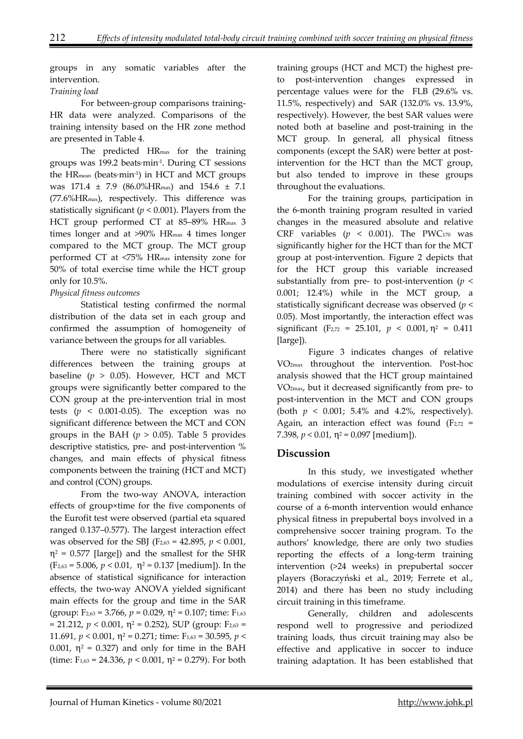groups in any somatic variables after the intervention.

*Training load*

For between-group comparisons training-HR data were analyzed. Comparisons of the training intensity based on the HR zone method are presented in Table 4.

The predicted $HR_{max}$ for the training groups was 199.2 beats·min$^{-1}$. During CT sessions the $HR_{mean}$ (beats·min$^{-1}$) in HCT and MCT groups was 171.4 ± 7.9 (86.0%$HR_{max}$) and 154.6 ± 7.1 (77.6%$HR_{max}$), respectively. This difference was statistically significant ($p < 0.001$). Players from the HCT group performed CT at 85–89% $HR_{max}$ 3 times longer and at >90% $HR_{max}$ 4 times longer compared to the MCT group. The MCT group performed CT at <75% $HR_{max}$ intensity zone for 50% of total exercise time while the HCT group only for 10.5%.

*Physical fitness outcomes*

Statistical testing confirmed the normal distribution of the data set in each group and confirmed the assumption of homogeneity of variance between the groups for all variables.

There were no statistically significant differences between the training groups at baseline ($p > 0.05$). However, HCT and MCT groups were significantly better compared to the CON group at the pre-intervention trial in most tests ($p < 0.001$-$0.05$). The exception was no significant difference between the MCT and CON groups in the BAH ($p > 0.05$). Table 5 provides descriptive statistics, pre- and post-intervention % changes, and main effects of physical fitness components between the training (HCT and MCT) and control (CON) groups.

From the two-way ANOVA, interaction effects of group×time for the five components of the Eurofit test were observed (partial eta squared ranged 0.137–0.577). The largest interaction effect was observed for the SBJ ($F_{2,63} = 42.895$, $p < 0.001$, $\eta^2 = 0.577$ [large]) and the smallest for the SHR ($F_{2,63} = 5.006$, $p < 0.01$, $\eta^2 = 0.137$ [medium]). In the absence of statistical significance for interaction effects, the two-way ANOVA yielded significant main effects for the group and time in the SAR (group: $F_{2,63} = 3.766$, $p = 0.029$, $\eta^2 = 0.107$; time: $F_{1,63} = 21.212$, $p < 0.001$, $\eta^2 = 0.252$), SUP (group: $F_{2,63} = 11.691$, $p < 0.001$, $\eta^2 = 0.271$; time: $F_{1,63} = 30.595$, $p < 0.001$, $\eta^2 = 0.327$) and only for time in the BAH (time: $F_{1,63} = 24.336$, $p < 0.001$, $\eta^2 = 0.279$). For both training groups (HCT and MCT) the highest pre-to post-intervention changes expressed in percentage values were for the FLB (29.6% vs. 11.5%, respectively) and SAR (132.0% vs. 13.9%, respectively). However, the best SAR values were noted both at baseline and post-training in the MCT group. In general, all physical fitness components (except the SAR) were better at post-intervention for the HCT than the MCT group, but also tended to improve in these groups throughout the evaluations.

For the training groups, participation in the 6-month training program resulted in varied changes in the measured absolute and relative CRF variables ($p < 0.001$). The $PWC_{170}$ was significantly higher for the HCT than for the MCT group at post-intervention. Figure 2 depicts that for the HCT group this variable increased substantially from pre- to post-intervention ($p < 0.001$; 12.4%) while in the MCT group, a statistically significant decrease was observed ($p < 0.05$). Most importantly, the interaction effect was significant ($F_{2,72} = 25.101$, $p < 0.001$, $\eta^2 = 0.411$ [large]).

Figure 3 indicates changes of relative $VO_{2max}$ throughout the intervention. Post-hoc analysis showed that the HCT group maintained $VO_{2max}$, but it decreased significantly from pre- to post-intervention in the MCT and CON groups (both $p < 0.001$; 5.4% and 4.2%, respectively). Again, an interaction effect was found ($F_{2,72} = 7.398$, $p < 0.01$, $\eta^2 = 0.097$ [medium]).

## Discussion

In this study, we investigated whether modulations of exercise intensity during circuit training combined with soccer activity in the course of a 6-month intervention would enhance physical fitness in prepubertal boys involved in a comprehensive soccer training program. To the authors' knowledge, there are only two studies reporting the effects of a long-term training intervention (>24 weeks) in prepubertal soccer players (Boraczyński et al., 2019; Ferrete et al., 2014) and there has been no study including circuit training in this timeframe.

Generally, children and adolescents respond well to progressive and periodized training loads, thus circuit training may also be effective and applicative in soccer to induce training adaptation. It has been established that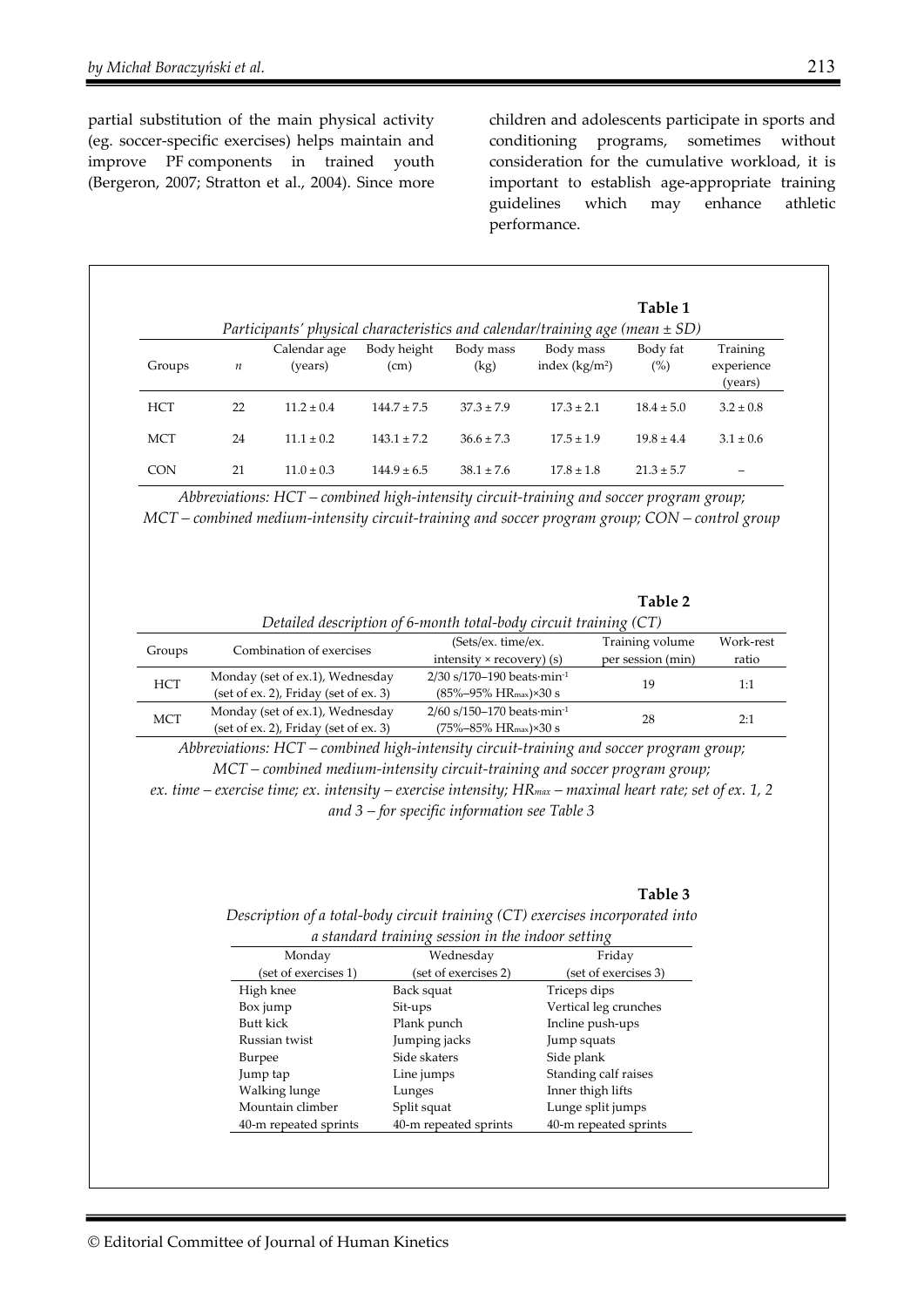partial substitution of the main physical activity (eg. soccer-specific exercises) helps maintain and improve PF components in trained youth (Bergeron, 2007; Stratton et al., 2004). Since more children and adolescents participate in sports and conditioning programs, sometimes without consideration for the cumulative workload, it is important to establish age-appropriate training guidelines which may enhance athletic performance.

**Table 1**

*Participants' physical characteristics and calendar/training age (mean ± SD)*

| Groups | *n* | Calendar age (years) | Body height (cm) | Body mass (kg) | Body mass index (kg/m$^2$) | Body fat (%) | Training experience (years) |
|---|---|---|---|---|---|---|---|
| HCT | 22 | 11.2 ± 0.4 | 144.7 ± 7.5 | 37.3 ± 7.9 | 17.3 ± 2.1 | 18.4 ± 5.0 | 3.2 ± 0.8 |
| MCT | 24 | 11.1 ± 0.2 | 143.1 ± 7.2 | 36.6 ± 7.3 | 17.5 ± 1.9 | 19.8 ± 4.4 | 3.1 ± 0.6 |
| CON | 21 | 11.0 ± 0.3 | 144.9 ± 6.5 | 38.1 ± 7.6 | 17.8 ± 1.8 | 21.3 ± 5.7 | – |

*Abbreviations: HCT – combined high-intensity circuit-training and soccer program group; MCT – combined medium-intensity circuit-training and soccer program group; CON – control group*

**Table 2**

*Detailed description of 6-month total-body circuit training (CT)*

| Groups | Combination of exercises | (Sets/ex. time/ex. intensity × recovery) (s) | Training volume per session (min) | Work-rest ratio |
|---|---|---|---|---|
| HCT | Monday (set of ex.1), Wednesday (set of ex. 2), Friday (set of ex. 3) | 2/30 s/170–190 beats·min$^{-1}$ (85%–95% $HR_{max}$)×30 s | 19 | 1:1 |
| MCT | Monday (set of ex.1), Wednesday (set of ex. 2), Friday (set of ex. 3) | 2/60 s/150–170 beats·min$^{-1}$ (75%–85% $HR_{max}$)×30 s | 28 | 2:1 |

*Abbreviations: HCT – combined high-intensity circuit-training and soccer program group; MCT – combined medium-intensity circuit-training and soccer program group; ex. time – exercise time; ex. intensity – exercise intensity; $HR_{max}$ – maximal heart rate; set of ex. 1, 2 and 3 – for specific information see Table 3*

**Table 3**

*Description of a total-body circuit training (CT) exercises incorporated into a standard training session in the indoor setting*

| Monday (set of exercises 1) | Wednesday (set of exercises 2) | Friday (set of exercises 3) |
|---|---|---|
| High knee | Back squat | Triceps dips |
| Box jump | Sit-ups | Vertical leg crunches |
| Butt kick | Plank punch | Incline push-ups |
| Russian twist | Jumping jacks | Jump squats |
| Burpee | Side skaters | Side plank |
| Jump tap | Line jumps | Standing calf raises |
| Walking lunge | Lunges | Inner thigh lifts |
| Mountain climber | Split squat | Lunge split jumps |
| 40-m repeated sprints | 40-m repeated sprints | 40-m repeated sprints |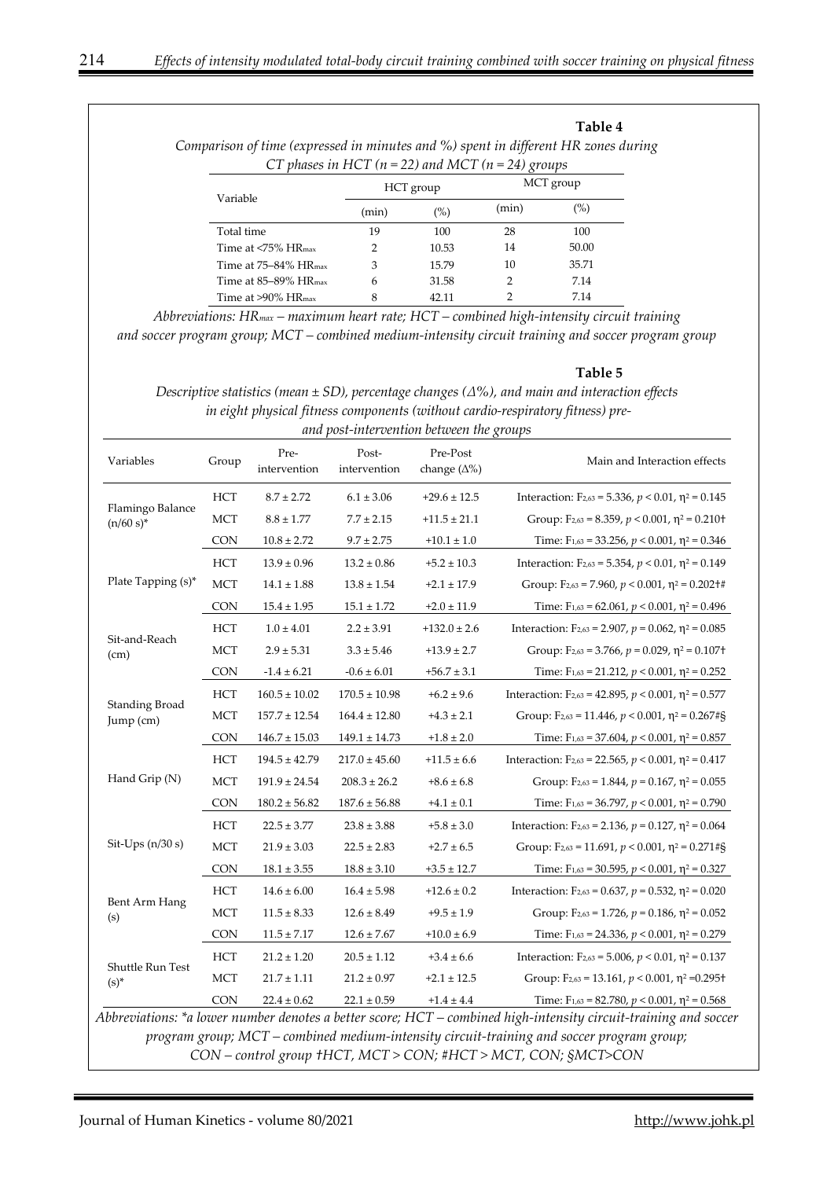**Table 4**

*Comparison of time (expressed in minutes and %) spent in different HR zones during CT phases in HCT (n = 22) and MCT (n = 24) groups*

| Variable | HCT group | | MCT group | |
|---|---|---|---|---|
| | (min) | (%) | (min) | (%) |
| Total time | 19 | 100 | 28 | 100 |
| Time at <75% $HR_{max}$ | 2 | 10.53 | 14 | 50.00 |
| Time at 75–84% $HR_{max}$ | 3 | 15.79 | 10 | 35.71 |
| Time at 85–89% $HR_{max}$ | 6 | 31.58 | 2 | 7.14 |
| Time at >90% $HR_{max}$ | 8 | 42.11 | 2 | 7.14 |

*Abbreviations: $HR_{max}$ – maximum heart rate; HCT – combined high-intensity circuit training and soccer program group; MCT – combined medium-intensity circuit training and soccer program group*

**Table 5**

*Descriptive statistics (mean ± SD), percentage changes (Δ%), and main and interaction effects in eight physical fitness components (without cardio-respiratory fitness) pre- and post-intervention between the groups*

| Variables | Group | Pre-intervention | Post-intervention | Pre-Post change (Δ%) | Main and Interaction effects |
|---|---|---|---|---|---|
| Flamingo Balance (n/60 s)* | HCT | 8.7 ± 2.72 | 6.1 ± 3.06 | +29.6 ± 12.5 | Interaction: $F_{2,63} = 5.336$, $p < 0.01$, $\eta^2 = 0.145$ |
| | MCT | 8.8 ± 1.77 | 7.7 ± 2.15 | +11.5 ± 21.1 | Group: $F_{2,63} = 8.359$, $p < 0.001$, $\eta^2 = 0.210$† |
| | CON | 10.8 ± 2.72 | 9.7 ± 2.75 | +10.1 ± 1.0 | Time: $F_{1,63} = 33.256$, $p < 0.001$, $\eta^2 = 0.346$ |
| Plate Tapping (s)* | HCT | 13.9 ± 0.96 | 13.2 ± 0.86 | +5.2 ± 10.3 | Interaction: $F_{2,63} = 5.354$, $p < 0.01$, $\eta^2 = 0.149$ |
| | MCT | 14.1 ± 1.88 | 13.8 ± 1.54 | +2.1 ± 17.9 | Group: $F_{2,63} = 7.960$, $p < 0.001$, $\eta^2 = 0.202$†# |
| | CON | 15.4 ± 1.95 | 15.1 ± 1.72 | +2.0 ± 11.9 | Time: $F_{1,63} = 62.061$, $p < 0.001$, $\eta^2 = 0.496$ |
| Sit-and-Reach (cm) | HCT | 1.0 ± 4.01 | 2.2 ± 3.91 | +132.0 ± 2.6 | Interaction: $F_{2,63} = 2.907$, $p = 0.062$, $\eta^2 = 0.085$ |
| | MCT | 2.9 ± 5.31 | 3.3 ± 5.46 | +13.9 ± 2.7 | Group: $F_{2,63} = 3.766$, $p = 0.029$, $\eta^2 = 0.107$† |
| | CON | -1.4 ± 6.21 | -0.6 ± 6.01 | +56.7 ± 3.1 | Time: $F_{1,63} = 21.212$, $p < 0.001$, $\eta^2 = 0.252$ |
| Standing Broad Jump (cm) | HCT | 160.5 ± 10.02 | 170.5 ± 10.98 | +6.2 ± 9.6 | Interaction: $F_{2,63} = 42.895$, $p < 0.001$, $\eta^2 = 0.577$ |
| | MCT | 157.7 ± 12.54 | 164.4 ± 12.80 | +4.3 ± 2.1 | Group: $F_{2,63} = 11.446$, $p < 0.001$, $\eta^2 = 0.267$#§ |
| | CON | 146.7 ± 15.03 | 149.1 ± 14.73 | +1.8 ± 2.0 | Time: $F_{1,63} = 37.604$, $p < 0.001$, $\eta^2 = 0.857$ |
| Hand Grip (N) | HCT | 194.5 ± 42.79 | 217.0 ± 45.60 | +11.5 ± 6.6 | Interaction: $F_{2,63} = 22.565$, $p < 0.001$, $\eta^2 = 0.417$ |
| | MCT | 191.9 ± 24.54 | 208.3 ± 26.2 | +8.6 ± 6.8 | Group: $F_{2,63} = 1.844$, $p = 0.167$, $\eta^2 = 0.055$ |
| | CON | 180.2 ± 56.82 | 187.6 ± 56.88 | +4.1 ± 0.1 | Time: $F_{1,63} = 36.797$, $p < 0.001$, $\eta^2 = 0.790$ |
| Sit-Ups (n/30 s) | HCT | 22.5 ± 3.77 | 23.8 ± 3.88 | +5.8 ± 3.0 | Interaction: $F_{2,63} = 2.136$, $p = 0.127$, $\eta^2 = 0.064$ |
| | MCT | 21.9 ± 3.03 | 22.5 ± 2.83 | +2.7 ± 6.5 | Group: $F_{2,63} = 11.691$, $p < 0.001$, $\eta^2 = 0.271$#§ |
| | CON | 18.1 ± 3.55 | 18.8 ± 3.10 | +3.5 ± 12.7 | Time: $F_{1,63} = 30.595$, $p < 0.001$, $\eta^2 = 0.327$ |
| Bent Arm Hang (s) | HCT | 14.6 ± 6.00 | 16.4 ± 5.98 | +12.6 ± 0.2 | Interaction: $F_{2,63} = 0.637$, $p = 0.532$, $\eta^2 = 0.020$ |
| | MCT | 11.5 ± 8.33 | 12.6 ± 8.49 | +9.5 ± 1.9 | Group: $F_{2,63} = 1.726$, $p = 0.186$, $\eta^2 = 0.052$ |
| | CON | 11.5 ± 7.17 | 12.6 ± 7.67 | +10.0 ± 6.9 | Time: $F_{1,63} = 24.336$, $p < 0.001$, $\eta^2 = 0.279$ |
| Shuttle Run Test (s)* | HCT | 21.2 ± 1.20 | 20.5 ± 1.12 | +3.4 ± 6.6 | Interaction: $F_{2,63} = 5.006$, $p < 0.01$, $\eta^2 = 0.137$ |
| | MCT | 21.7 ± 1.11 | 21.2 ± 0.97 | +2.1 ± 12.5 | Group: $F_{2,63} = 13.161$, $p < 0.001$, $\eta^2 = 0.295$† |
| | CON | 22.4 ± 0.62 | 22.1 ± 0.59 | +1.4 ± 4.4 | Time: $F_{1,63} = 82.780$, $p < 0.001$, $\eta^2 = 0.568$ |

*Abbreviations: \*a lower number denotes a better score; HCT – combined high-intensity circuit-training and soccer program group; MCT – combined medium-intensity circuit-training and soccer program group; CON – control group †HCT, MCT > CON; #HCT > MCT, CON; §MCT>CON*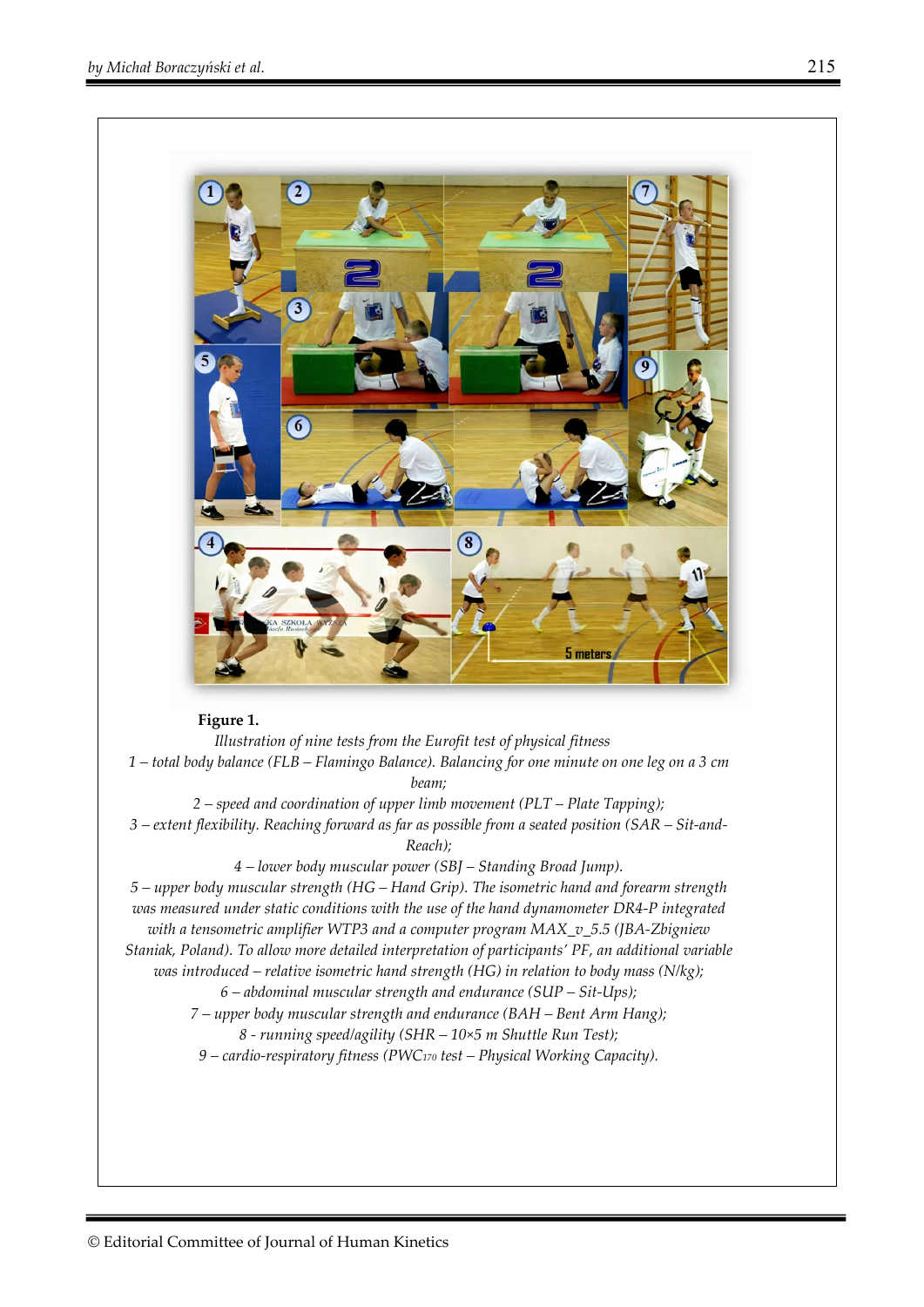**Figure 1.**

*Illustration of nine tests from the Eurofit test of physical fitness*

*1 – total body balance (FLB – Flamingo Balance). Balancing for one minute on one leg on a 3 cm beam;*

*2 – speed and coordination of upper limb movement (PLT – Plate Tapping);*

*3 – extent flexibility. Reaching forward as far as possible from a seated position (SAR – Sit-and-Reach);*

*4 – lower body muscular power (SBJ – Standing Broad Jump).*

*5 – upper body muscular strength (HG – Hand Grip). The isometric hand and forearm strength was measured under static conditions with the use of the hand dynamometer DR4-P integrated with a tensometric amplifier WTP3 and a computer program MAX_v_5.5 (JBA-Zbigniew Staniak, Poland). To allow more detailed interpretation of participants' PF, an additional variable was introduced – relative isometric hand strength (HG) in relation to body mass (N/kg);*

*6 – abdominal muscular strength and endurance (SUP – Sit-Ups);*

*7 – upper body muscular strength and endurance (BAH – Bent Arm Hang);*

*8 - running speed/agility (SHR – 10×5 m Shuttle Run Test);*

*9 – cardio-respiratory fitness (PWC$_{170}$ test – Physical Working Capacity).*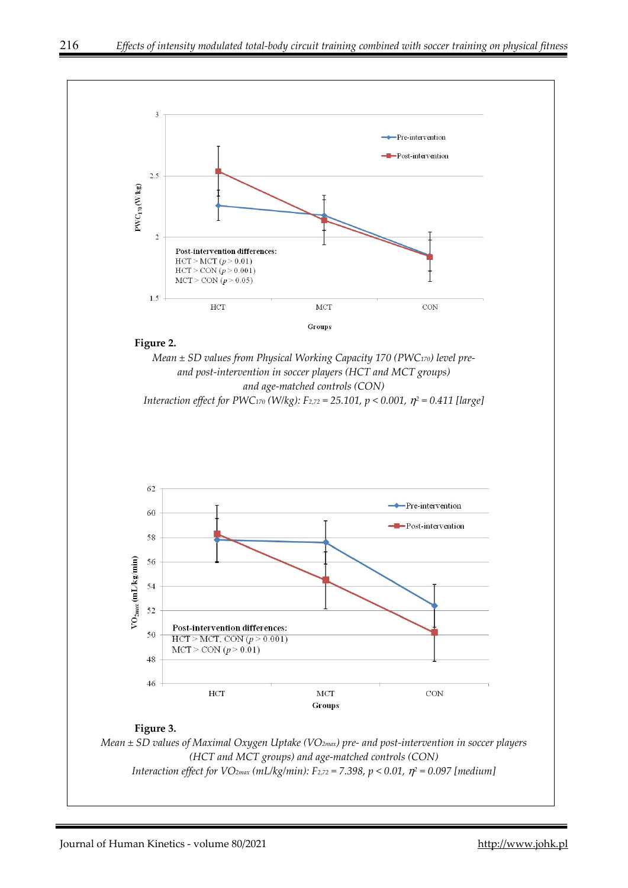**Figure 2.**

*Mean ± SD values from Physical Working Capacity 170 ($PWC_{170}$) level pre- and post-intervention in soccer players (HCT and MCT groups) and age-matched controls (CON)*

*Interaction effect for $PWC_{170}$ (W/kg): $F_{2,72} = 25.101$, $p < 0.001$, $\eta^2 = 0.411$ [large]*

**Figure 3.**

*Mean ± SD values of Maximal Oxygen Uptake ($VO_{2max}$) pre- and post-intervention in soccer players (HCT and MCT groups) and age-matched controls (CON)*

*Interaction effect for $VO_{2max}$ (mL/kg/min): $F_{2,72} = 7.398$, $p < 0.01$, $\eta^2 = 0.097$ [medium]*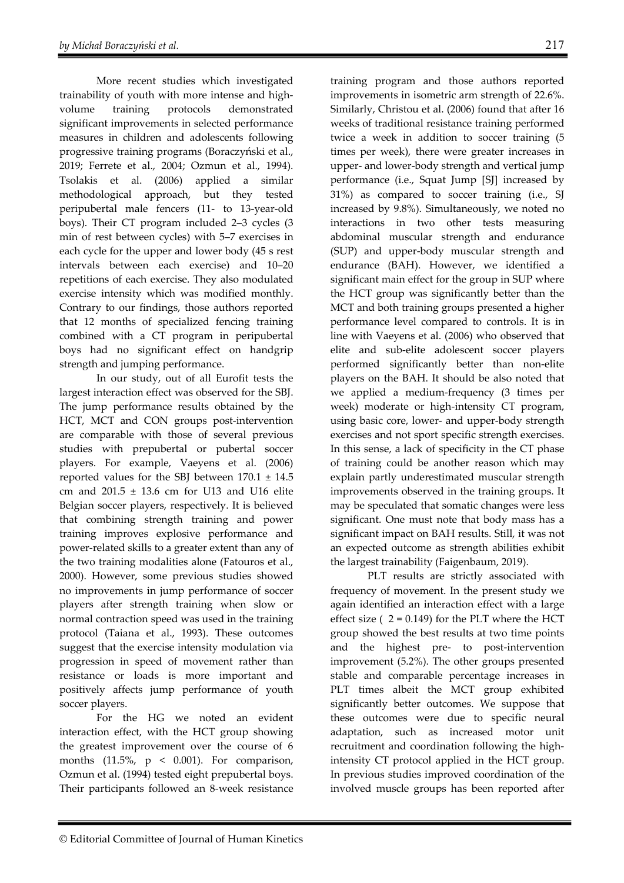More recent studies which investigated trainability of youth with more intense and high-volume training protocols demonstrated significant improvements in selected performance measures in children and adolescents following progressive training programs (Boraczyński et al., 2019; Ferrete et al., 2004; Ozmun et al., 1994). Tsolakis et al. (2006) applied a similar methodological approach, but they tested peripubertal male fencers (11- to 13-year-old boys). Their CT program included 2–3 cycles (3 min of rest between cycles) with 5–7 exercises in each cycle for the upper and lower body (45 s rest intervals between each exercise) and 10–20 repetitions of each exercise. They also modulated exercise intensity which was modified monthly. Contrary to our findings, those authors reported that 12 months of specialized fencing training combined with a CT program in peripubertal boys had no significant effect on handgrip strength and jumping performance.

In our study, out of all Eurofit tests the largest interaction effect was observed for the SBJ. The jump performance results obtained by the HCT, MCT and CON groups post-intervention are comparable with those of several previous studies with prepubertal or pubertal soccer players. For example, Vaeyens et al. (2006) reported values for the SBJ between 170.1 ± 14.5 cm and 201.5 ± 13.6 cm for U13 and U16 elite Belgian soccer players, respectively. It is believed that combining strength training and power training improves explosive performance and power-related skills to a greater extent than any of the two training modalities alone (Fatouros et al., 2000). However, some previous studies showed no improvements in jump performance of soccer players after strength training when slow or normal contraction speed was used in the training protocol (Taiana et al., 1993). These outcomes suggest that the exercise intensity modulation via progression in speed of movement rather than resistance or loads is more important and positively affects jump performance of youth soccer players.

For the HG we noted an evident interaction effect, with the HCT group showing the greatest improvement over the course of 6 months (11.5%, $p < 0.001$). For comparison, Ozmun et al. (1994) tested eight prepubertal boys. Their participants followed an 8-week resistance training program and those authors reported improvements in isometric arm strength of 22.6%. Similarly, Christou et al. (2006) found that after 16 weeks of traditional resistance training performed twice a week in addition to soccer training (5 times per week), there were greater increases in upper- and lower-body strength and vertical jump performance (i.e., Squat Jump [SJ] increased by 31%) as compared to soccer training (i.e., SJ increased by 9.8%). Simultaneously, we noted no interactions in two other tests measuring abdominal muscular strength and endurance (SUP) and upper-body muscular strength and endurance (BAH). However, we identified a significant main effect for the group in SUP where the HCT group was significantly better than the MCT and both training groups presented a higher performance level compared to controls. It is in line with Vaeyens et al. (2006) who observed that elite and sub-elite adolescent soccer players performed significantly better than non-elite players on the BAH. It should be also noted that we applied a medium-frequency (3 times per week) moderate or high-intensity CT program, using basic core, lower- and upper-body strength exercises and not sport specific strength exercises. In this sense, a lack of specificity in the CT phase of training could be another reason which may explain partly underestimated muscular strength improvements observed in the training groups. It may be speculated that somatic changes were less significant. One must note that body mass has a significant impact on BAH results. Still, it was not an expected outcome as strength abilities exhibit the largest trainability (Faigenbaum, 2019).

PLT results are strictly associated with frequency of movement. In the present study we again identified an interaction effect with a large effect size ( 2 = 0.149) for the PLT where the HCT group showed the best results at two time points and the highest pre- to post-intervention improvement (5.2%). The other groups presented stable and comparable percentage increases in PLT times albeit the MCT group exhibited significantly better outcomes. We suppose that these outcomes were due to specific neural adaptation, such as increased motor unit recruitment and coordination following the high-intensity CT protocol applied in the HCT group. In previous studies improved coordination of the involved muscle groups has been reported after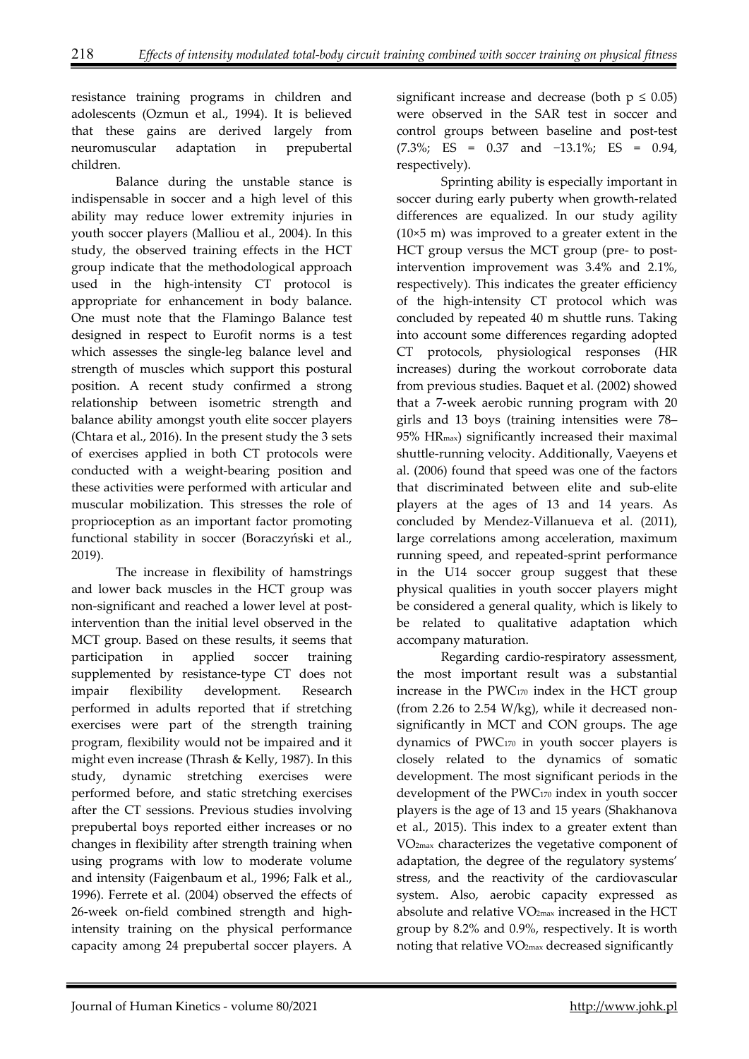resistance training programs in children and adolescents (Ozmun et al., 1994). It is believed that these gains are derived largely from neuromuscular adaptation in prepubertal children.

Balance during the unstable stance is indispensable in soccer and a high level of this ability may reduce lower extremity injuries in youth soccer players (Malliou et al., 2004). In this study, the observed training effects in the HCT group indicate that the methodological approach used in the high-intensity CT protocol is appropriate for enhancement in body balance. One must note that the Flamingo Balance test designed in respect to Eurofit norms is a test which assesses the single-leg balance level and strength of muscles which support this postural position. A recent study confirmed a strong relationship between isometric strength and balance ability amongst youth elite soccer players (Chtara et al., 2016). In the present study the 3 sets of exercises applied in both CT protocols were conducted with a weight-bearing position and these activities were performed with articular and muscular mobilization. This stresses the role of proprioception as an important factor promoting functional stability in soccer (Boraczyński et al., 2019).

The increase in flexibility of hamstrings and lower back muscles in the HCT group was non-significant and reached a lower level at post-intervention than the initial level observed in the MCT group. Based on these results, it seems that participation in applied soccer training supplemented by resistance-type CT does not impair flexibility development. Research performed in adults reported that if stretching exercises were part of the strength training program, flexibility would not be impaired and it might even increase (Thrash & Kelly, 1987). In this study, dynamic stretching exercises were performed before, and static stretching exercises after the CT sessions. Previous studies involving prepubertal boys reported either increases or no changes in flexibility after strength training when using programs with low to moderate volume and intensity (Faigenbaum et al., 1996; Falk et al., 1996). Ferrete et al. (2004) observed the effects of 26-week on-field combined strength and high-intensity training on the physical performance capacity among 24 prepubertal soccer players. A significant increase and decrease (both $p \leq 0.05$) were observed in the SAR test in soccer and control groups between baseline and post-test (7.3%; ES = 0.37 and −13.1%; ES = 0.94, respectively).

Sprinting ability is especially important in soccer during early puberty when growth-related differences are equalized. In our study agility (10×5 m) was improved to a greater extent in the HCT group versus the MCT group (pre- to post-intervention improvement was 3.4% and 2.1%, respectively). This indicates the greater efficiency of the high-intensity CT protocol which was concluded by repeated 40 m shuttle runs. Taking into account some differences regarding adopted CT protocols, physiological responses (HR increases) during the workout corroborate data from previous studies. Baquet et al. (2002) showed that a 7-week aerobic running program with 20 girls and 13 boys (training intensities were 78–95% $HR_{max}$) significantly increased their maximal shuttle-running velocity. Additionally, Vaeyens et al. (2006) found that speed was one of the factors that discriminated between elite and sub-elite players at the ages of 13 and 14 years. As concluded by Mendez-Villanueva et al. (2011), large correlations among acceleration, maximum running speed, and repeated-sprint performance in the U14 soccer group suggest that these physical qualities in youth soccer players might be considered a general quality, which is likely to be related to qualitative adaptation which accompany maturation.

Regarding cardio-respiratory assessment, the most important result was a substantial increase in the $PWC_{170}$ index in the HCT group (from 2.26 to 2.54 W/kg), while it decreased non-significantly in MCT and CON groups. The age dynamics of $PWC_{170}$ in youth soccer players is closely related to the dynamics of somatic development. The most significant periods in the development of the $PWC_{170}$ index in youth soccer players is the age of 13 and 15 years (Shakhanova et al., 2015). This index to a greater extent than $VO_{2max}$ characterizes the vegetative component of adaptation, the degree of the regulatory systems' stress, and the reactivity of the cardiovascular system. Also, aerobic capacity expressed as absolute and relative $VO_{2max}$ increased in the HCT group by 8.2% and 0.9%, respectively. It is worth noting that relative $VO_{2max}$ decreased significantly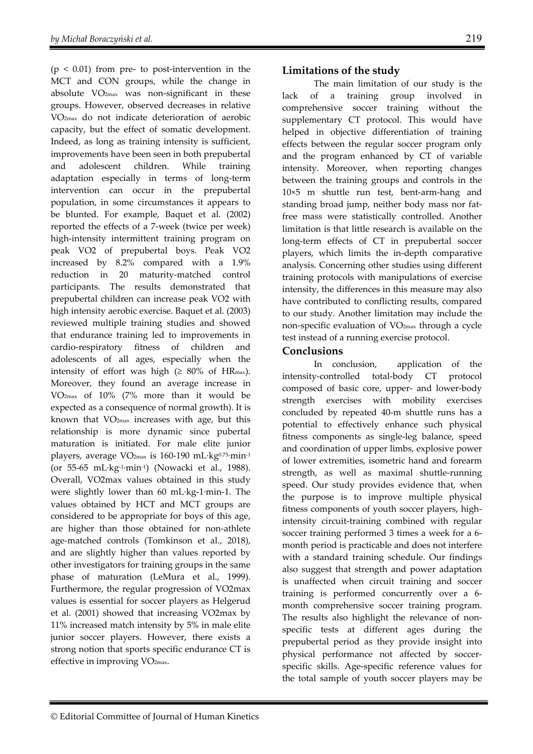($p < 0.01$) from pre- to post-intervention in the MCT and CON groups, while the change in absolute $VO_{2max}$ was non-significant in these groups. However, observed decreases in relative $VO_{2max}$ do not indicate deterioration of aerobic capacity, but the effect of somatic development. Indeed, as long as training intensity is sufficient, improvements have been seen in both prepubertal and adolescent children. While training adaptation especially in terms of long-term intervention can occur in the prepubertal population, in some circumstances it appears to be blunted. For example, Baquet et al. (2002) reported the effects of a 7-week (twice per week) high-intensity intermittent training program on peak VO2 of prepubertal boys. Peak VO2 increased by 8.2% compared with a 1.9% reduction in 20 maturity-matched control participants. The results demonstrated that prepubertal children can increase peak VO2 with high intensity aerobic exercise. Baquet et al. (2003) reviewed multiple training studies and showed that endurance training led to improvements in cardio-respiratory fitness of children and adolescents of all ages, especially when the intensity of effort was high ($\geq$ 80% of $HR_{max}$). Moreover, they found an average increase in $VO_{2max}$ of 10% (7% more than it would be expected as a consequence of normal growth). It is known that $VO_{2max}$ increases with age, but this relationship is more dynamic since pubertal maturation is initiated. For male elite junior players, average $VO_{2max}$ is 160-190 $mL \cdot kg^{0.75} \cdot min^{-1}$ (or 55-65 $mL \cdot kg^{-1} \cdot min^{-1}$) (Nowacki et al., 1988). Overall, VO2max values obtained in this study were slightly lower than 60 mL·kg-1·min-1. The values obtained by HCT and MCT groups are considered to be appropriate for boys of this age, are higher than those obtained for non-athlete age-matched controls (Tomkinson et al., 2018), and are slightly higher than values reported by other investigators for training groups in the same phase of maturation (LeMura et al., 1999). Furthermore, the regular progression of VO2max values is essential for soccer players as Helgerud et al. (2001) showed that increasing VO2max by 11% increased match intensity by 5% in male elite junior soccer players. However, there exists a strong notion that sports specific endurance CT is effective in improving $VO_{2max}$.

## Limitations of the study

The main limitation of our study is the lack of a training group involved in comprehensive soccer training without the supplementary CT protocol. This would have helped in objective differentiation of training effects between the regular soccer program only and the program enhanced by CT of variable intensity. Moreover, when reporting changes between the training groups and controls in the 10×5 m shuttle run test, bent-arm-hang and standing broad jump, neither body mass nor fat-free mass were statistically controlled. Another limitation is that little research is available on the long-term effects of CT in prepubertal soccer players, which limits the in-depth comparative analysis. Concerning other studies using different training protocols with manipulations of exercise intensity, the differences in this measure may also have contributed to conflicting results, compared to our study. Another limitation may include the non-specific evaluation of $VO_{2max}$ through a cycle test instead of a running exercise protocol.

## Conclusions

In conclusion, application of the intensity-controlled total-body CT protocol composed of basic core, upper- and lower-body strength exercises with mobility exercises concluded by repeated 40-m shuttle runs has a potential to effectively enhance such physical fitness components as single-leg balance, speed and coordination of upper limbs, explosive power of lower extremities, isometric hand and forearm strength, as well as maximal shuttle-running speed. Our study provides evidence that, when the purpose is to improve multiple physical fitness components of youth soccer players, high-intensity circuit-training combined with regular soccer training performed 3 times a week for a 6-month period is practicable and does not interfere with a standard training schedule. Our findings also suggest that strength and power adaptation is unaffected when circuit training and soccer training is performed concurrently over a 6-month comprehensive soccer training program. The results also highlight the relevance of non-specific tests at different ages during the prepubertal period as they provide insight into physical performance not affected by soccer-specific skills. Age-specific reference values for the total sample of youth soccer players may be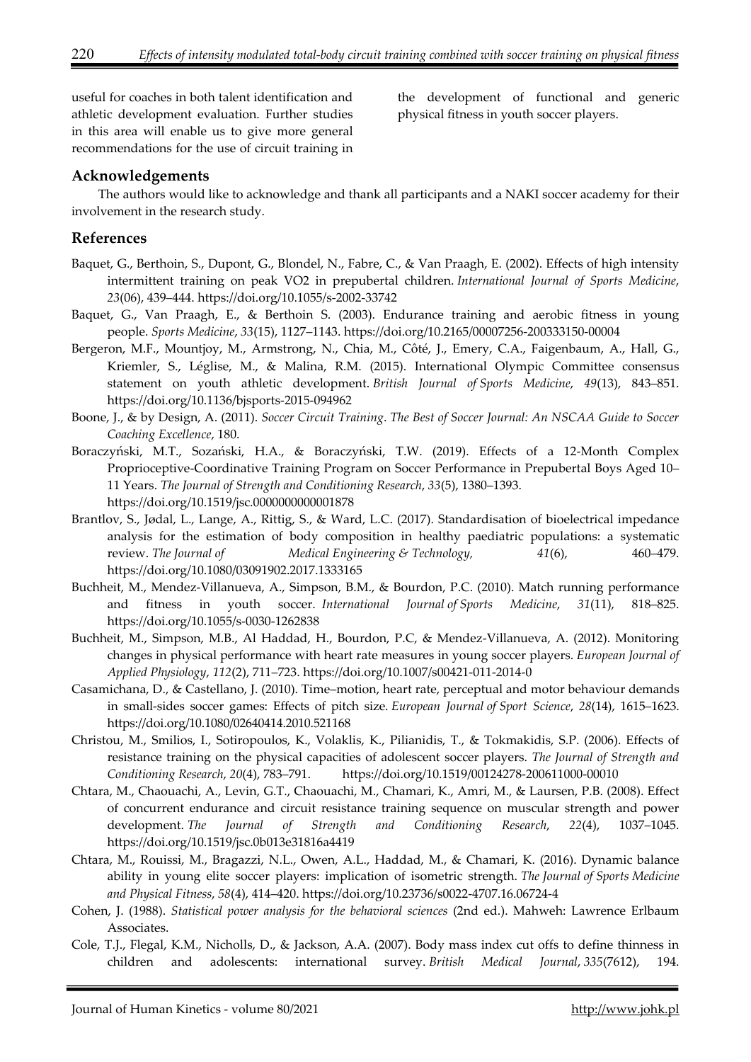useful for coaches in both talent identification and athletic development evaluation. Further studies in this area will enable us to give more general recommendations for the use of circuit training in the development of functional and generic physical fitness in youth soccer players.

## Acknowledgements

The authors would like to acknowledge and thank all participants and a NAKI soccer academy for their involvement in the research study.

## References

Baquet, G., Berthoin, S., Dupont, G., Blondel, N., Fabre, C., & Van Praagh, E. (2002). Effects of high intensity intermittent training on peak VO2 in prepubertal children. *International Journal of Sports Medicine*, *23*(06), 439–444. https://doi.org/10.1055/s-2002-33742

Baquet, G., Van Praagh, E., & Berthoin S. (2003). Endurance training and aerobic fitness in young people. *Sports Medicine*, *33*(15), 1127–1143. https://doi.org/10.2165/00007256-200333150-00004

Bergeron, M.F., Mountjoy, M., Armstrong, N., Chia, M., Côté, J., Emery, C.A., Faigenbaum, A., Hall, G., Kriemler, S., Léglise, M., & Malina, R.M. (2015). International Olympic Committee consensus statement on youth athletic development. *British Journal of Sports Medicine*, *49*(13), 843–851. https://doi.org/10.1136/bjsports-2015-094962

Boone, J., & by Design, A. (2011). *Soccer Circuit Training*. *The Best of Soccer Journal: An NSCAA Guide to Soccer Coaching Excellence*, 180.

Boraczyński, M.T., Sozański, H.A., & Boraczyński, T.W. (2019). Effects of a 12-Month Complex Proprioceptive-Coordinative Training Program on Soccer Performance in Prepubertal Boys Aged 10–11 Years. *The Journal of Strength and Conditioning Research*, *33*(5), 1380–1393. https://doi.org/10.1519/jsc.0000000000001878

Brantlov, S., Jødal, L., Lange, A., Rittig, S., & Ward, L.C. (2017). Standardisation of bioelectrical impedance analysis for the estimation of body composition in healthy paediatric populations: a systematic review. *The Journal of Medical Engineering & Technology,* *41*(6), 460–479. https://doi.org/10.1080/03091902.2017.1333165

Buchheit, M., Mendez-Villanueva, A., Simpson, B.M., & Bourdon, P.C. (2010). Match running performance and fitness in youth soccer. *International Journal of Sports Medicine*, *31*(11), 818–825. https://doi.org/10.1055/s-0030-1262838

Buchheit, M., Simpson, M.B., Al Haddad, H., Bourdon, P.C, & Mendez-Villanueva, A. (2012). Monitoring changes in physical performance with heart rate measures in young soccer players. *European Journal of Applied Physiology*, *112*(2), 711–723. https://doi.org/10.1007/s00421-011-2014-0

Casamichana, D., & Castellano, J. (2010). Time–motion, heart rate, perceptual and motor behaviour demands in small-sides soccer games: Effects of pitch size. *European Journal of Sport Science*, *28*(14), 1615–1623. https://doi.org/10.1080/02640414.2010.521168

Christou, M., Smilios, I., Sotiropoulos, K., Volaklis, K., Pilianidis, T., & Tokmakidis, S.P. (2006). Effects of resistance training on the physical capacities of adolescent soccer players. *The Journal of Strength and Conditioning Research*, *20*(4), 783–791. https://doi.org/10.1519/00124278-200611000-00010

Chtara, M., Chaouachi, A., Levin, G.T., Chaouachi, M., Chamari, K., Amri, M., & Laursen, P.B. (2008). Effect of concurrent endurance and circuit resistance training sequence on muscular strength and power development. *The Journal of Strength and Conditioning Research*, *22*(4), 1037–1045. https://doi.org/10.1519/jsc.0b013e31816a4419

Chtara, M., Rouissi, M., Bragazzi, N.L., Owen, A.L., Haddad, M., & Chamari, K. (2016). Dynamic balance ability in young elite soccer players: implication of isometric strength. *The Journal of Sports Medicine and Physical Fitness*, *58*(4), 414–420. https://doi.org/10.23736/s0022-4707.16.06724-4

Cohen, J. (1988). *Statistical power analysis for the behavioral sciences* (2nd ed.). Mahweh: Lawrence Erlbaum Associates.

Cole, T.J., Flegal, K.M., Nicholls, D., & Jackson, A.A. (2007). Body mass index cut offs to define thinness in children and adolescents: international survey. *British Medical Journal*, *335*(7612), 194.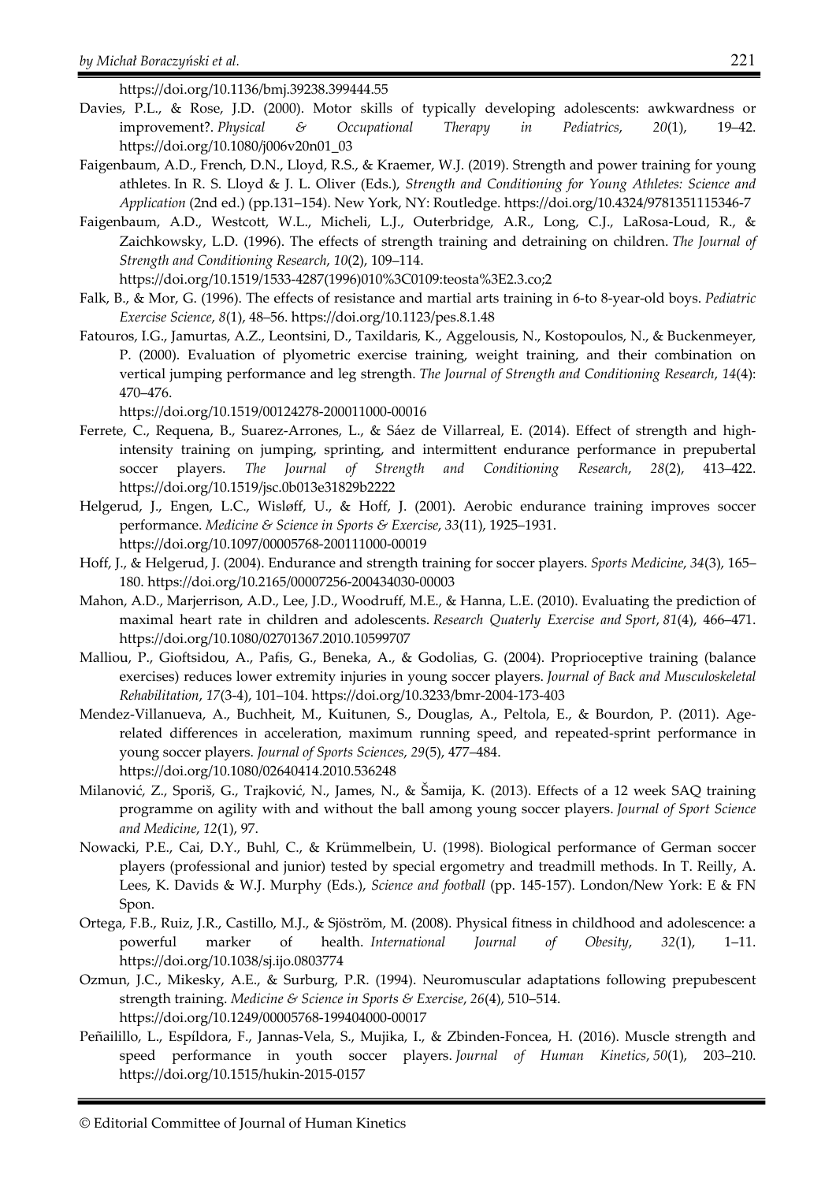https://doi.org/10.1136/bmj.39238.399444.55

Davies, P.L., & Rose, J.D. (2000). Motor skills of typically developing adolescents: awkwardness or improvement?. *Physical & Occupational Therapy in Pediatrics*, *20*(1), 19–42. https://doi.org/10.1080/j006v20n01_03

Faigenbaum, A.D., French, D.N., Lloyd, R.S., & Kraemer, W.J. (2019). Strength and power training for young athletes. In R. S. Lloyd & J. L. Oliver (Eds.), *Strength and Conditioning for Young Athletes: Science and Application* (2nd ed.) (pp.131–154). New York, NY: Routledge. https://doi.org/10.4324/9781351115346-7

Faigenbaum, A.D., Westcott, W.L., Micheli, L.J., Outerbridge, A.R., Long, C.J., LaRosa-Loud, R., & Zaichkowsky, L.D. (1996). The effects of strength training and detraining on children. *The Journal of Strength and Conditioning Research*, *10*(2), 109–114. https://doi.org/10.1519/1533-4287(1996)010%3C0109:teosta%3E2.3.co;2

Falk, B., & Mor, G. (1996). The effects of resistance and martial arts training in 6-to 8-year-old boys. *Pediatric Exercise Science*, *8*(1), 48–56. https://doi.org/10.1123/pes.8.1.48

Fatouros, I.G., Jamurtas, A.Z., Leontsini, D., Taxildaris, K., Aggelousis, N., Kostopoulos, N., & Buckenmeyer, P. (2000). Evaluation of plyometric exercise training, weight training, and their combination on vertical jumping performance and leg strength. *The Journal of Strength and Conditioning Research*, *14*(4): 470–476. https://doi.org/10.1519/00124278-200011000-00016

Ferrete, C., Requena, B., Suarez-Arrones, L., & Sáez de Villarreal, E. (2014). Effect of strength and high-intensity training on jumping, sprinting, and intermittent endurance performance in prepubertal soccer players. *The Journal of Strength and Conditioning Research*, *28*(2), 413–422. https://doi.org/10.1519/jsc.0b013e31829b2222

Helgerud, J., Engen, L.C., Wisløff, U., & Hoff, J. (2001). Aerobic endurance training improves soccer performance. *Medicine & Science in Sports & Exercise*, *33*(11), 1925–1931. https://doi.org/10.1097/00005768-200111000-00019

Hoff, J., & Helgerud, J. (2004). Endurance and strength training for soccer players. *Sports Medicine*, *34*(3), 165–180. https://doi.org/10.2165/00007256-200434030-00003

Mahon, A.D., Marjerrison, A.D., Lee, J.D., Woodruff, M.E., & Hanna, L.E. (2010). Evaluating the prediction of maximal heart rate in children and adolescents. *Research Quaterly Exercise and Sport*, *81*(4), 466–471. https://doi.org/10.1080/02701367.2010.10599707

Malliou, P., Gioftsidou, A., Pafis, G., Beneka, A., & Godolias, G. (2004). Proprioceptive training (balance exercises) reduces lower extremity injuries in young soccer players. *Journal of Back and Musculoskeletal Rehabilitation*, *17*(3-4), 101–104. https://doi.org/10.3233/bmr-2004-173-403

Mendez-Villanueva, A., Buchheit, M., Kuitunen, S., Douglas, A., Peltola, E., & Bourdon, P. (2011). Age-related differences in acceleration, maximum running speed, and repeated-sprint performance in young soccer players. *Journal of Sports Sciences*, *29*(5), 477–484. https://doi.org/10.1080/02640414.2010.536248

Milanović, Z., Sporiš, G., Trajković, N., James, N., & Šamija, K. (2013). Effects of a 12 week SAQ training programme on agility with and without the ball among young soccer players. *Journal of Sport Science and Medicine*, *12*(1), 97.

Nowacki, P.E., Cai, D.Y., Buhl, C., & Krümmelbein, U. (1998). Biological performance of German soccer players (professional and junior) tested by special ergometry and treadmill methods. In T. Reilly, A. Lees, K. Davids & W.J. Murphy (Eds.), *Science and football* (pp. 145-157). London/New York: E & FN Spon.

Ortega, F.B., Ruiz, J.R., Castillo, M.J., & Sjöström, M. (2008). Physical fitness in childhood and adolescence: a powerful marker of health. *International Journal of Obesity*, *32*(1), 1–11. https://doi.org/10.1038/sj.ijo.0803774

Ozmun, J.C., Mikesky, A.E., & Surburg, P.R. (1994). Neuromuscular adaptations following prepubescent strength training. *Medicine & Science in Sports & Exercise*, *26*(4), 510–514. https://doi.org/10.1249/00005768-199404000-00017

Peñailillo, L., Espíldora, F., Jannas-Vela, S., Mujika, I., & Zbinden-Foncea, H. (2016). Muscle strength and speed performance in youth soccer players. *Journal of Human Kinetics*, *50*(1), 203–210. https://doi.org/10.1515/hukin-2015-0157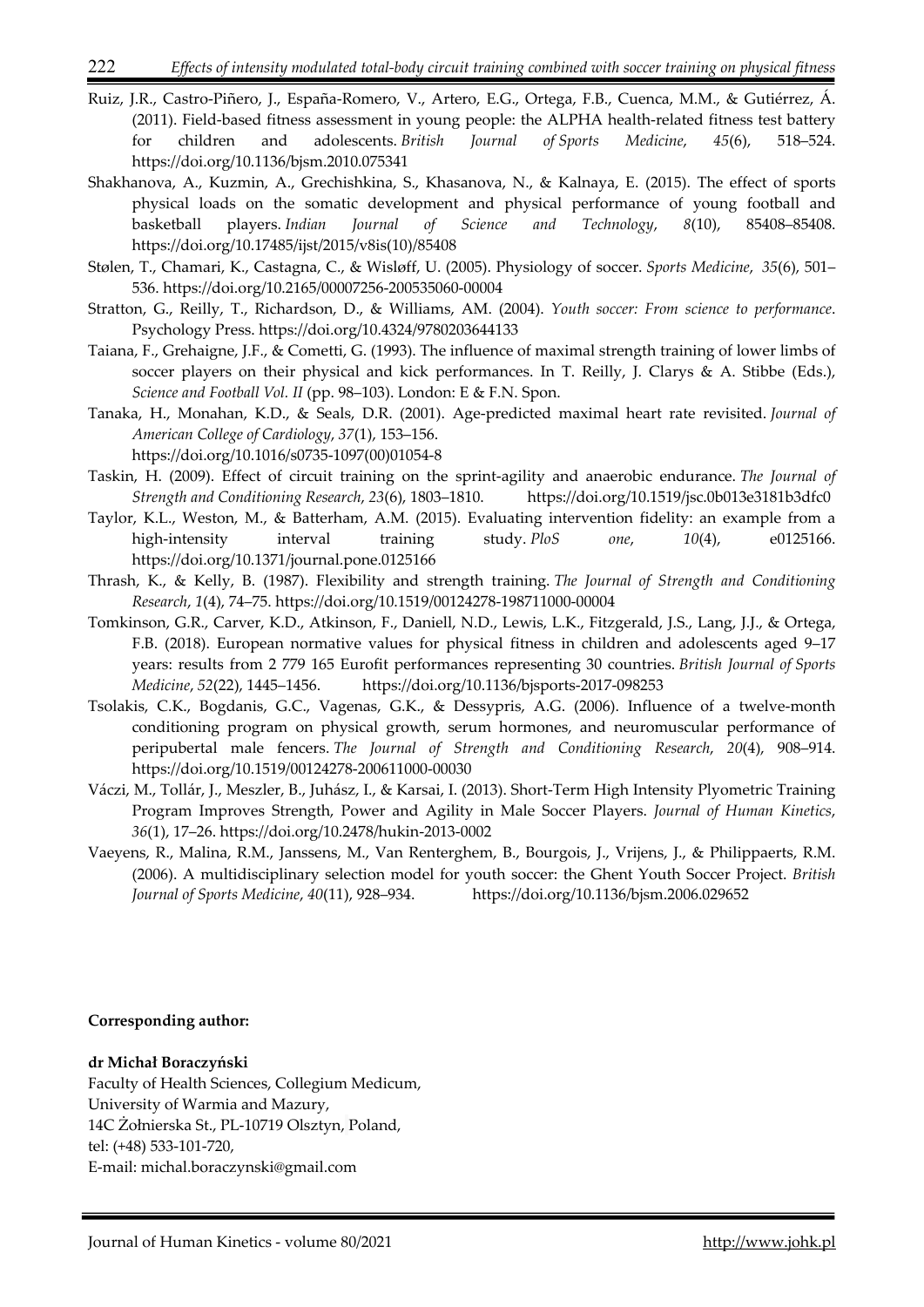Ruiz, J.R., Castro-Piñero, J., España-Romero, V., Artero, E.G., Ortega, F.B., Cuenca, M.M., & Gutiérrez, Á. (2011). Field-based fitness assessment in young people: the ALPHA health-related fitness test battery for children and adolescents. *British Journal of Sports Medicine*, *45*(6), 518–524. https://doi.org/10.1136/bjsm.2010.075341

Shakhanova, A., Kuzmin, A., Grechishkina, S., Khasanova, N., & Kalnaya, E. (2015). The effect of sports physical loads on the somatic development and physical performance of young football and basketball players. *Indian Journal of Science and Technology*, *8*(10), 85408–85408. https://doi.org/10.17485/ijst/2015/v8is(10)/85408

Stølen, T., Chamari, K., Castagna, C., & Wisløff, U. (2005). Physiology of soccer. *Sports Medicine*, *35*(6), 501–536. https://doi.org/10.2165/00007256-200535060-00004

Stratton, G., Reilly, T., Richardson, D., & Williams, AM. (2004). *Youth soccer: From science to performance*. Psychology Press. https://doi.org/10.4324/9780203644133

Taiana, F., Grehaigne, J.F., & Cometti, G. (1993). The influence of maximal strength training of lower limbs of soccer players on their physical and kick performances. In T. Reilly, J. Clarys & A. Stibbe (Eds.), *Science and Football Vol. II* (pp. 98–103). London: E & F.N. Spon.

Tanaka, H., Monahan, K.D., & Seals, D.R. (2001). Age-predicted maximal heart rate revisited. *Journal of American College of Cardiology*, *37*(1), 153–156. https://doi.org/10.1016/s0735-1097(00)01054-8

Taskin, H. (2009). Effect of circuit training on the sprint-agility and anaerobic endurance. *The Journal of Strength and Conditioning Research*, *23*(6), 1803–1810. https://doi.org/10.1519/jsc.0b013e3181b3dfc0

Taylor, K.L., Weston, M., & Batterham, A.M. (2015). Evaluating intervention fidelity: an example from a high-intensity interval training study. *PloS one*, *10*(4), e0125166. https://doi.org/10.1371/journal.pone.0125166

Thrash, K., & Kelly, B. (1987). Flexibility and strength training. *The Journal of Strength and Conditioning Research*, *1*(4), 74–75. https://doi.org/10.1519/00124278-198711000-00004

Tomkinson, G.R., Carver, K.D., Atkinson, F., Daniell, N.D., Lewis, L.K., Fitzgerald, J.S., Lang, J.J., & Ortega, F.B. (2018). European normative values for physical fitness in children and adolescents aged 9–17 years: results from 2 779 165 Eurofit performances representing 30 countries. *British Journal of Sports Medicine*, *52*(22), 1445–1456. https://doi.org/10.1136/bjsports-2017-098253

Tsolakis, C.K., Bogdanis, G.C., Vagenas, G.K., & Dessypris, A.G. (2006). Influence of a twelve-month conditioning program on physical growth, serum hormones, and neuromuscular performance of peripubertal male fencers. *The Journal of Strength and Conditioning Research*, *20*(4), 908–914. https://doi.org/10.1519/00124278-200611000-00030

Váczi, M., Tollár, J., Meszler, B., Juhász, I., & Karsai, I. (2013). Short-Term High Intensity Plyometric Training Program Improves Strength, Power and Agility in Male Soccer Players. *Journal of Human Kinetics*, *36*(1), 17–26. https://doi.org/10.2478/hukin-2013-0002

Vaeyens, R., Malina, R.M., Janssens, M., Van Renterghem, B., Bourgois, J., Vrijens, J., & Philippaerts, R.M. (2006). A multidisciplinary selection model for youth soccer: the Ghent Youth Soccer Project. *British Journal of Sports Medicine*, *40*(11), 928–934. https://doi.org/10.1136/bjsm.2006.029652

**Corresponding author:**

**dr Michał Boraczyński**
Faculty of Health Sciences, Collegium Medicum,
University of Warmia and Mazury,
14C Żołnierska St., PL-10719 Olsztyn, Poland,
tel: (+48) 533-101-720,
E-mail: michal.boraczynski@gmail.com